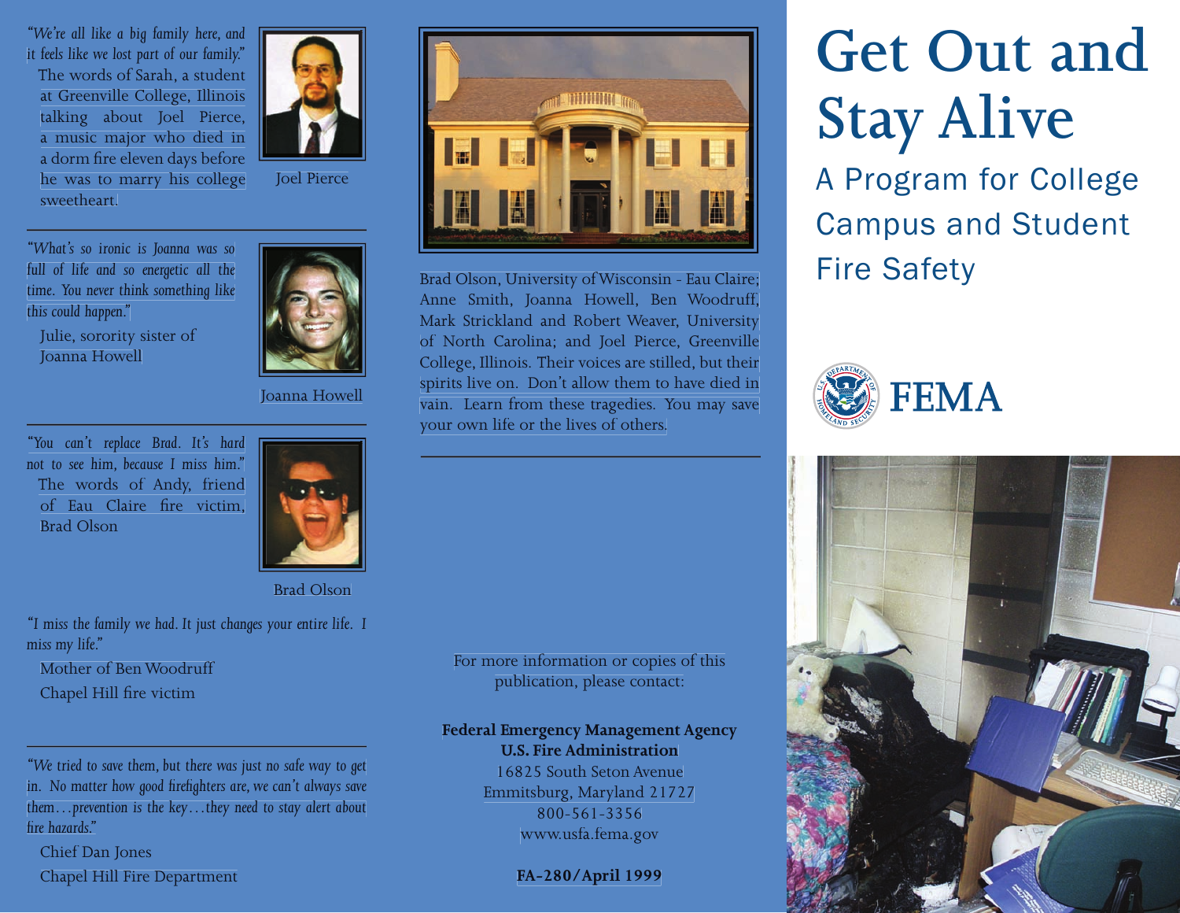# Get Out and Stay Alive

## A Program for College Campus and Student Fire Safety

FEMA

*"We're all like a big family here, and it feels like we lost part of our family."* The words of Sarah, a student at Greenville College, Illinois talking about Joel Pierce, a music major who died in a dorm fire eleven days before he was to marry his college sweetheart.

Joel Pierce

---

*"What's so ironic is Joanna was so full of life and so energetic all the time. You never think something like this could happen."*

Julie, sorority sister of Joanna Howell

Joanna Howell

---

*"You can't replace Brad. It's hard not to see him, because I miss him."* The words of Andy, friend of Eau Claire fire victim, Brad Olson

Brad Olson

*"I miss the family we had. It just changes your entire life. I miss my life."*

Mother of Ben Woodruff

Chapel Hill fire victim

---

*"We tried to save them, but there was just no safe way to get in. No matter how good firefighters are, we can't always save them…prevention is the key…they need to stay alert about fire hazards."*

Chief Dan Jones

Chapel Hill Fire Department

Brad Olson, University of Wisconsin - Eau Claire; Anne Smith, Joanna Howell, Ben Woodruff, Mark Strickland and Robert Weaver, University of North Carolina; and Joel Pierce, Greenville College, Illinois. Their voices are stilled, but their spirits live on. Don't allow them to have died in vain. Learn from these tragedies. You may save your own life or the lives of others.

---

For more information or copies of this publication, please contact:

**Federal Emergency Management Agency**
**U.S. Fire Administration**
16825 South Seton Avenue
Emmitsburg, Maryland 21727
800-561-3356
www.usfa.fema.gov

**FA-280/April 1999**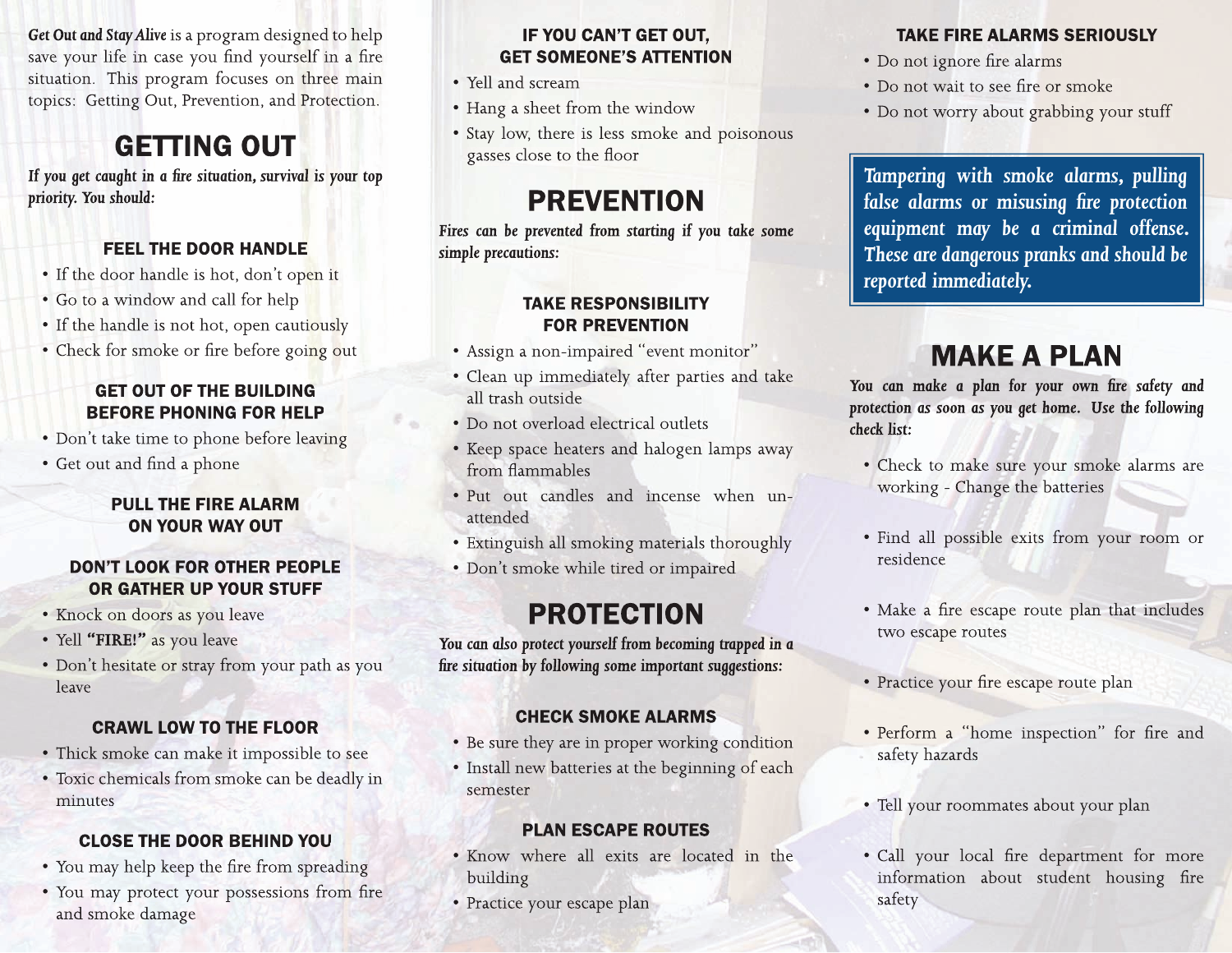*Get Out and Stay Alive* is a program designed to help save your life in case you find yourself in a fire situation. This program focuses on three main topics: Getting Out, Prevention, and Protection.

# GETTING OUT

***If you get caught in a fire situation, survival is your top priority. You should:***

### FEEL THE DOOR HANDLE

- If the door handle is hot, don't open it
- Go to a window and call for help
- If the handle is not hot, open cautiously
- Check for smoke or fire before going out

### GET OUT OF THE BUILDING BEFORE PHONING FOR HELP

- Don't take time to phone before leaving
- Get out and find a phone

### PULL THE FIRE ALARM ON YOUR WAY OUT

### DON'T LOOK FOR OTHER PEOPLE OR GATHER UP YOUR STUFF

- Knock on doors as you leave
- Yell **"FIRE!"** as you leave
- Don't hesitate or stray from your path as you leave

### CRAWL LOW TO THE FLOOR

- Thick smoke can make it impossible to see
- Toxic chemicals from smoke can be deadly in minutes

### CLOSE THE DOOR BEHIND YOU

- You may help keep the fire from spreading
- You may protect your possessions from fire and smoke damage

### IF YOU CAN'T GET OUT, GET SOMEONE'S ATTENTION

- Yell and scream
- Hang a sheet from the window
- Stay low, there is less smoke and poisonous gasses close to the floor

# PREVENTION

***Fires can be prevented from starting if you take some simple precautions:***

### TAKE RESPONSIBILITY FOR PREVENTION

- Assign a non-impaired "event monitor"
- Clean up immediately after parties and take all trash outside
- Do not overload electrical outlets
- Keep space heaters and halogen lamps away from flammables
- Put out candles and incense when unattended
- Extinguish all smoking materials thoroughly
- Don't smoke while tired or impaired

# PROTECTION

***You can also protect yourself from becoming trapped in a fire situation by following some important suggestions:***

### CHECK SMOKE ALARMS

- Be sure they are in proper working condition
- Install new batteries at the beginning of each semester

### PLAN ESCAPE ROUTES

- Know where all exits are located in the building
- Practice your escape plan

### TAKE FIRE ALARMS SERIOUSLY

- Do not ignore fire alarms
- Do not wait to see fire or smoke
- Do not worry about grabbing your stuff

***Tampering with smoke alarms, pulling false alarms or misusing fire protection equipment may be a criminal offense. These are dangerous pranks and should be reported immediately.***

# MAKE A PLAN

***You can make a plan for your own fire safety and protection as soon as you get home. Use the following check list:***

- Check to make sure your smoke alarms are working - Change the batteries
- Find all possible exits from your room or residence
- Make a fire escape route plan that includes two escape routes
- Practice your fire escape route plan
- Perform a "home inspection" for fire and safety hazards
- Tell your roommates about your plan
- Call your local fire department for more information about student housing fire safety